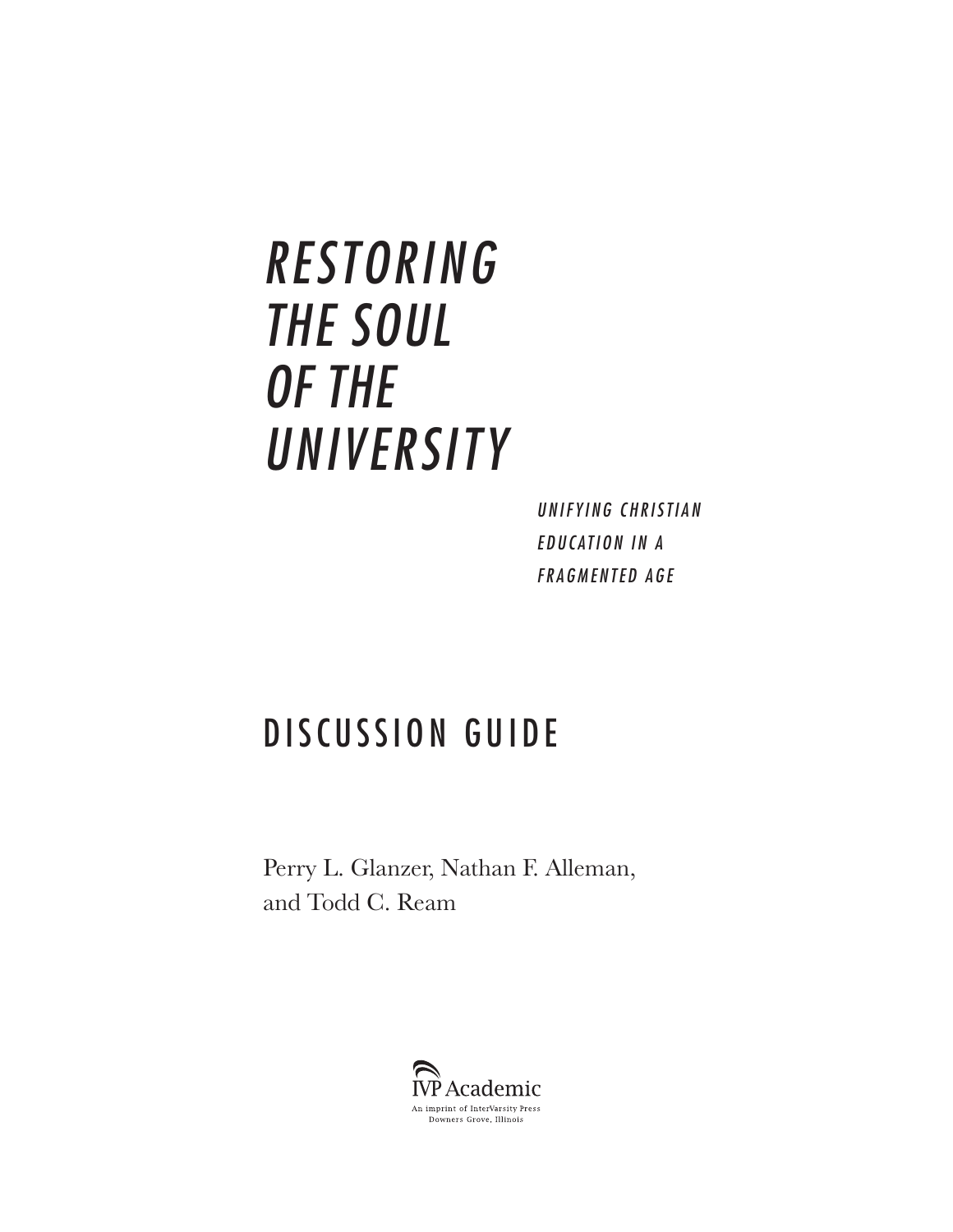# *RESTORING THE SOUL OF THE UNIVERSITY*

## *UNIFYING CHRISTIAN EDUCATION IN A FRAGMENTED AGE*

## DISCUSSION GUIDE

Perry L. Glanzer, Nathan F. Alleman, and Todd C. Ream

IVP Academic

An imprint of InterVarsity Press
Downers Grove, Illinois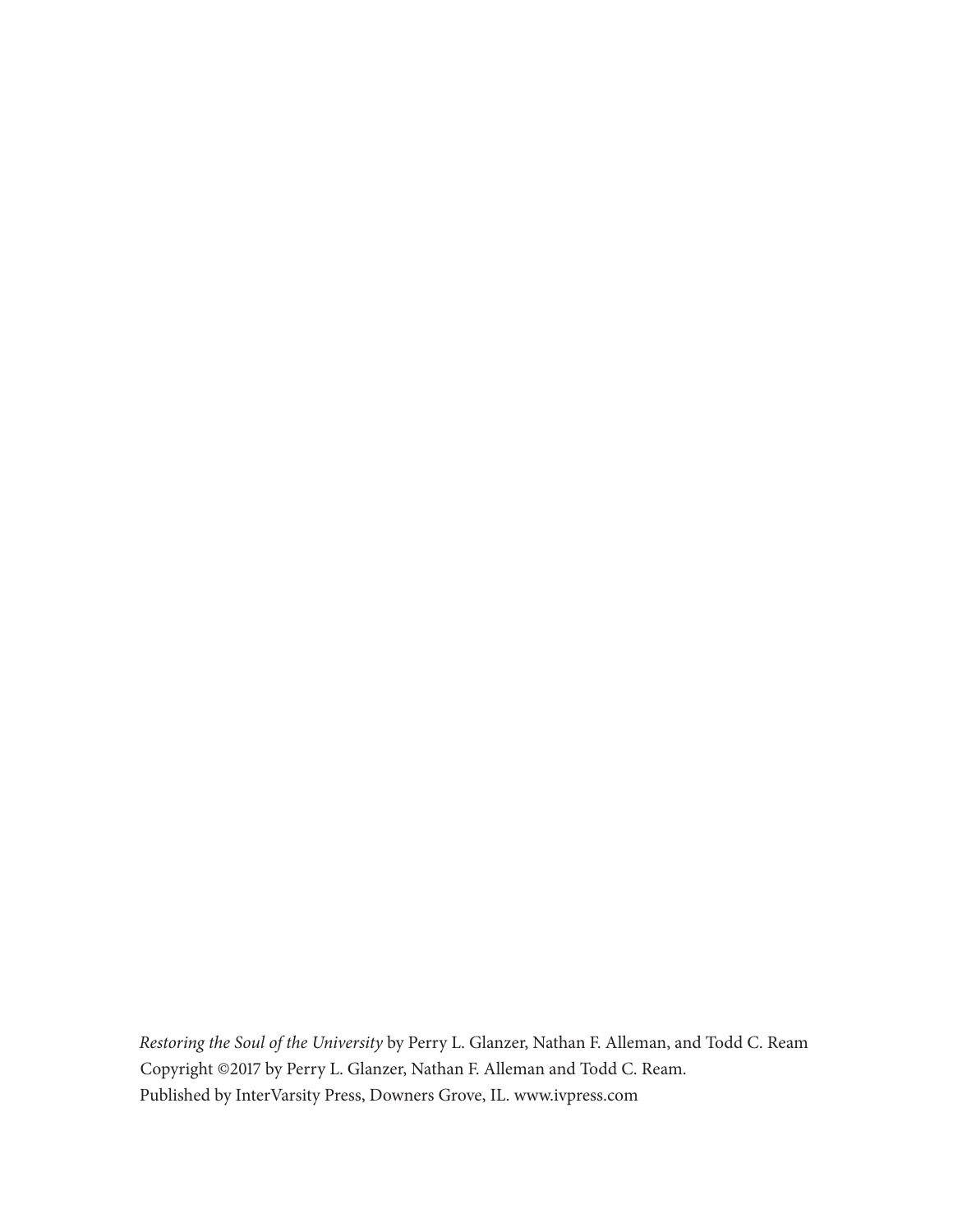*Restoring the Soul of the University* by Perry L. Glanzer, Nathan F. Alleman, and Todd C. Ream
Copyright ©2017 by Perry L. Glanzer, Nathan F. Alleman and Todd C. Ream.
Published by InterVarsity Press, Downers Grove, IL. www.ivpress.com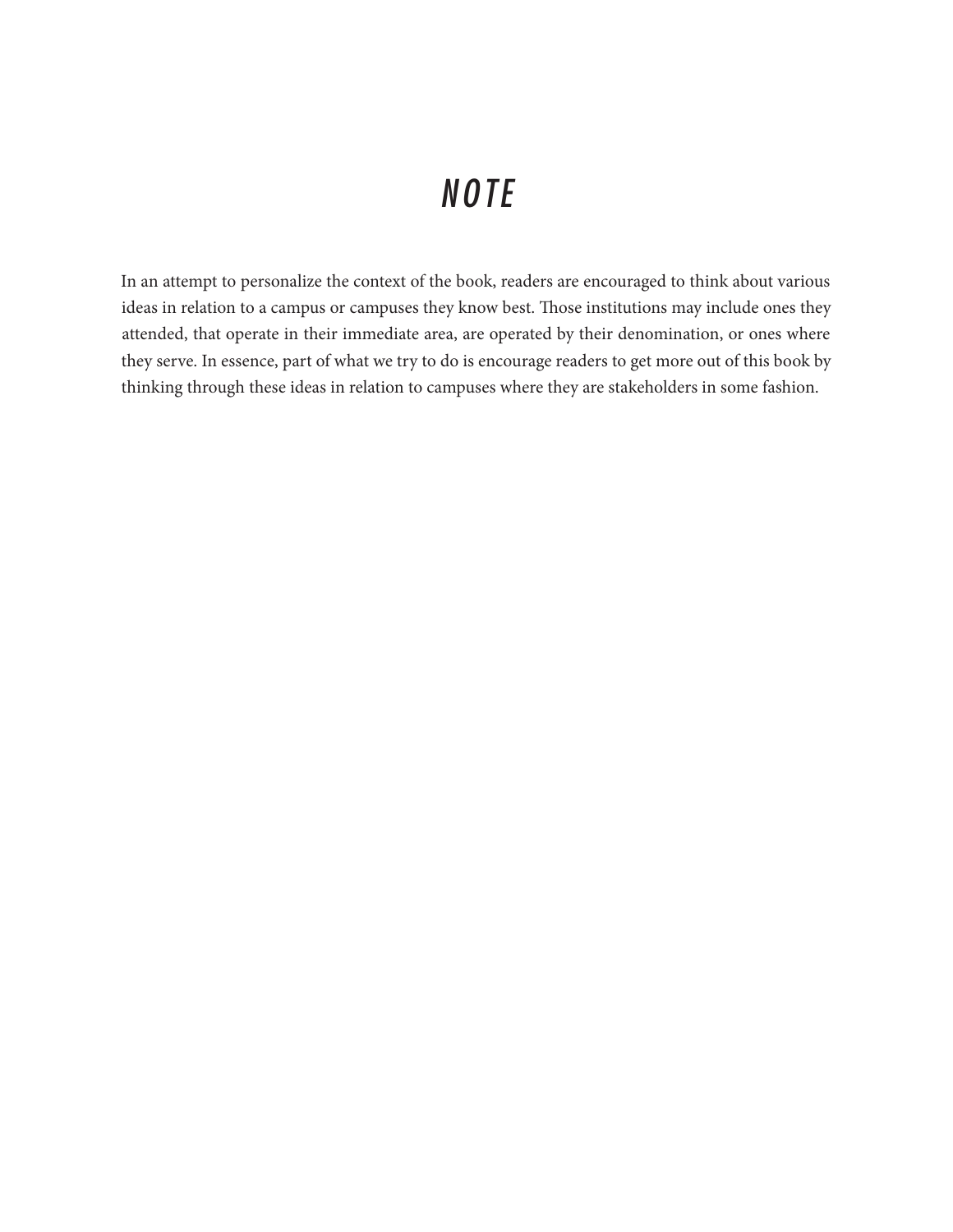# *NOTE*

In an attempt to personalize the context of the book, readers are encouraged to think about various ideas in relation to a campus or campuses they know best. Those institutions may include ones they attended, that operate in their immediate area, are operated by their denomination, or ones where they serve. In essence, part of what we try to do is encourage readers to get more out of this book by thinking through these ideas in relation to campuses where they are stakeholders in some fashion.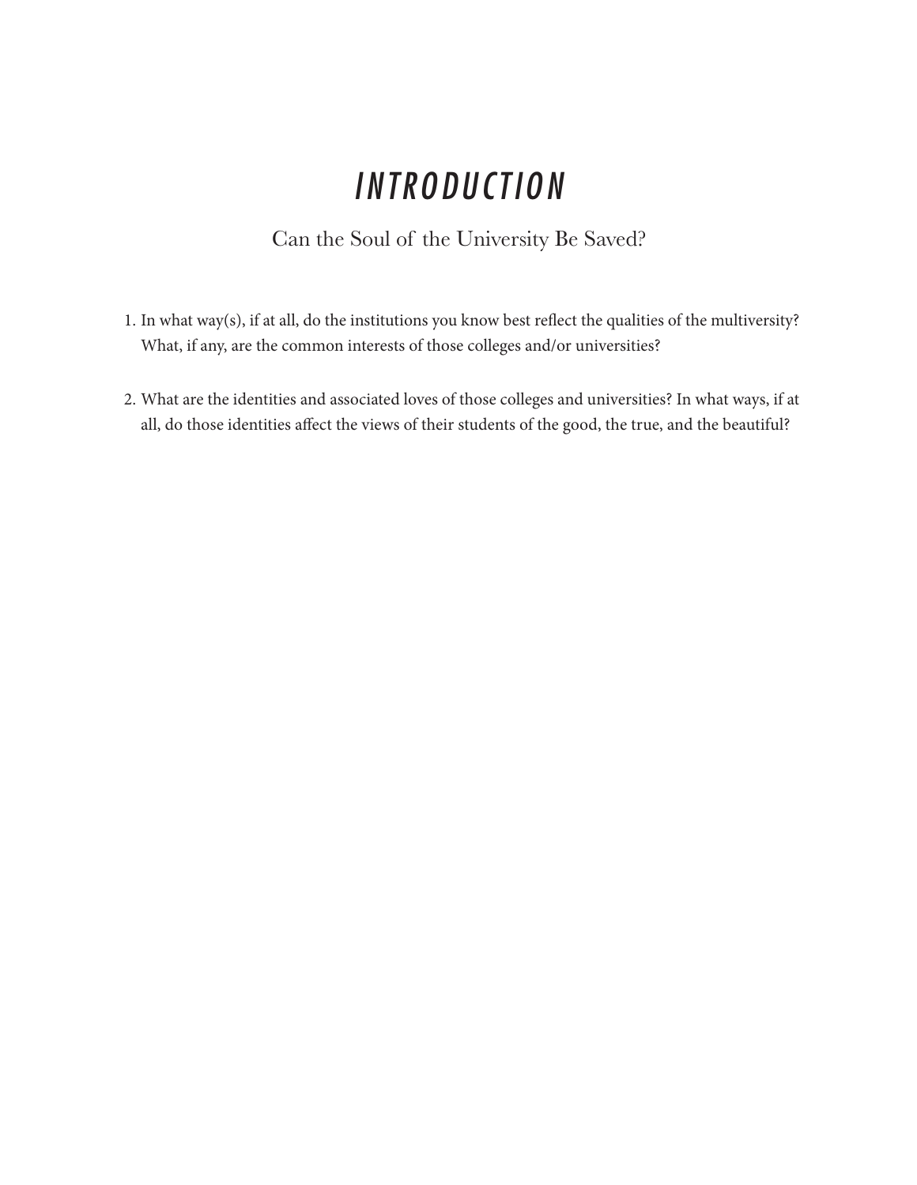# *INTRODUCTION*

## Can the Soul of the University Be Saved?

1. In what way(s), if at all, do the institutions you know best reflect the qualities of the multiversity? What, if any, are the common interests of those colleges and/or universities?

2. What are the identities and associated loves of those colleges and universities? In what ways, if at all, do those identities affect the views of their students of the good, the true, and the beautiful?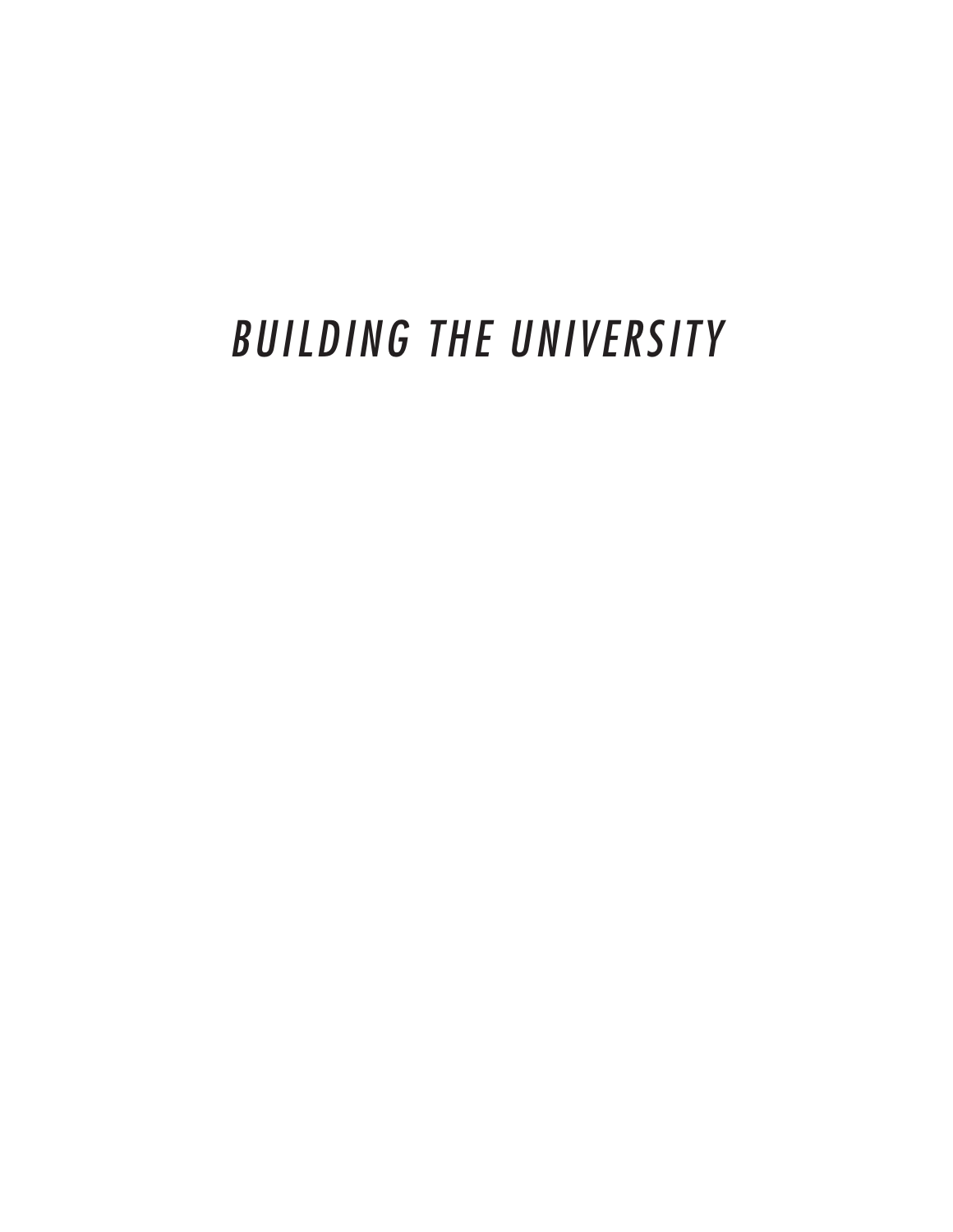# *BUILDING THE UNIVERSITY*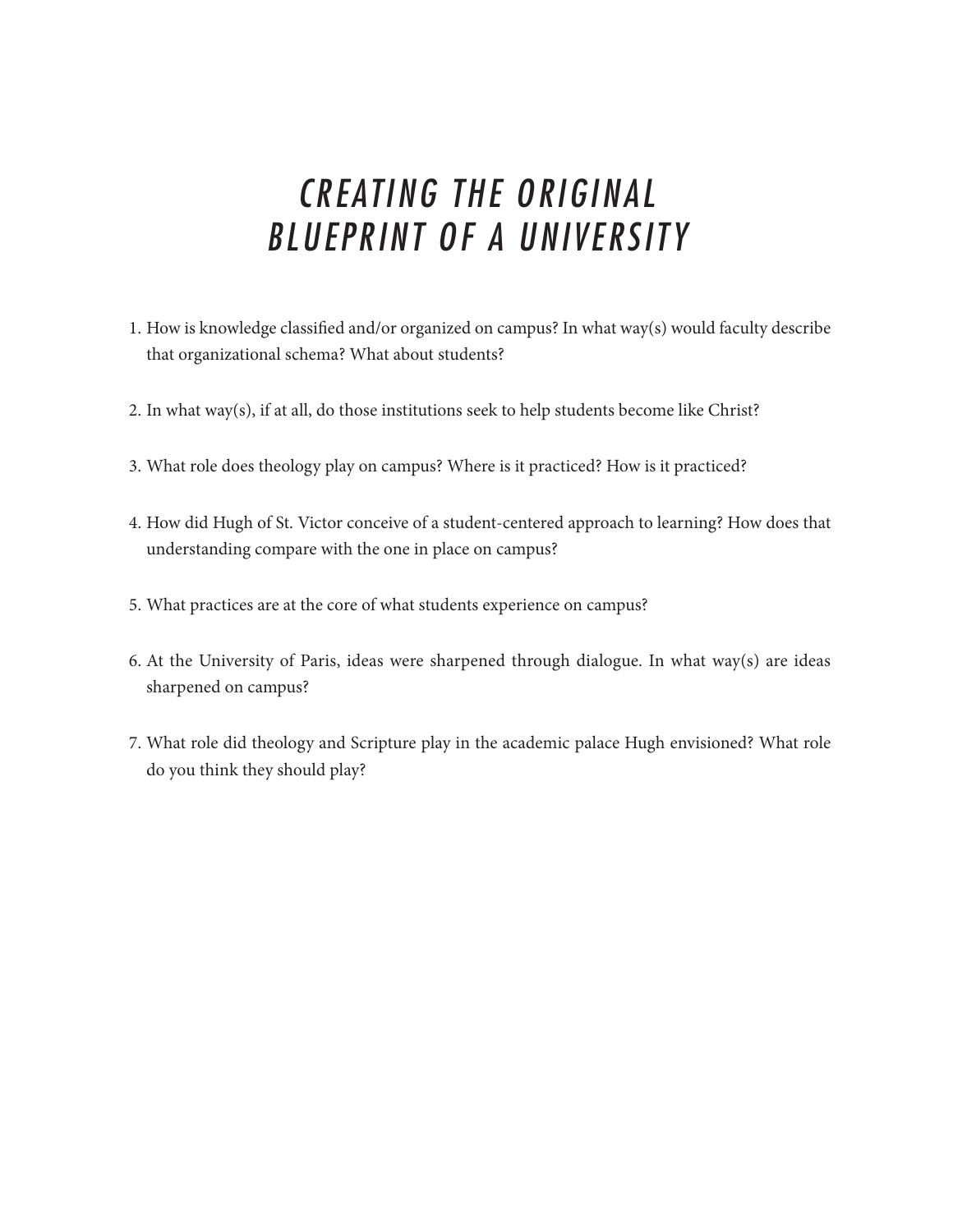# *CREATING THE ORIGINAL BLUEPRINT OF A UNIVERSITY*

1. How is knowledge classified and/or organized on campus? In what way(s) would faculty describe that organizational schema? What about students?

2. In what way(s), if at all, do those institutions seek to help students become like Christ?

3. What role does theology play on campus? Where is it practiced? How is it practiced?

4. How did Hugh of St. Victor conceive of a student-centered approach to learning? How does that understanding compare with the one in place on campus?

5. What practices are at the core of what students experience on campus?

6. At the University of Paris, ideas were sharpened through dialogue. In what way(s) are ideas sharpened on campus?

7. What role did theology and Scripture play in the academic palace Hugh envisioned? What role do you think they should play?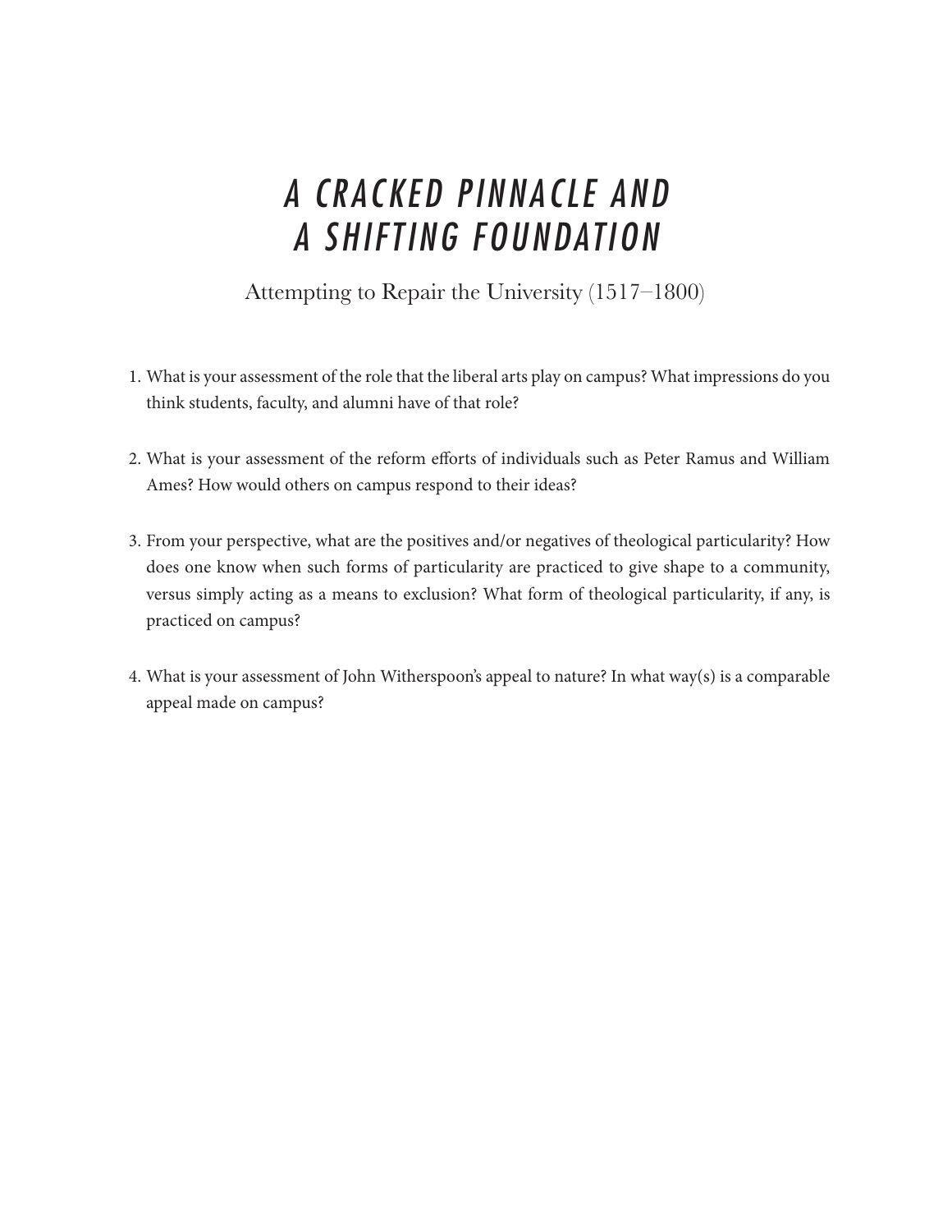# *A CRACKED PINNACLE AND A SHIFTING FOUNDATION*

## Attempting to Repair the University (1517–1800)

1. What is your assessment of the role that the liberal arts play on campus? What impressions do you think students, faculty, and alumni have of that role?

2. What is your assessment of the reform efforts of individuals such as Peter Ramus and William Ames? How would others on campus respond to their ideas?

3. From your perspective, what are the positives and/or negatives of theological particularity? How does one know when such forms of particularity are practiced to give shape to a community, versus simply acting as a means to exclusion? What form of theological particularity, if any, is practiced on campus?

4. What is your assessment of John Witherspoon's appeal to nature? In what way(s) is a comparable appeal made on campus?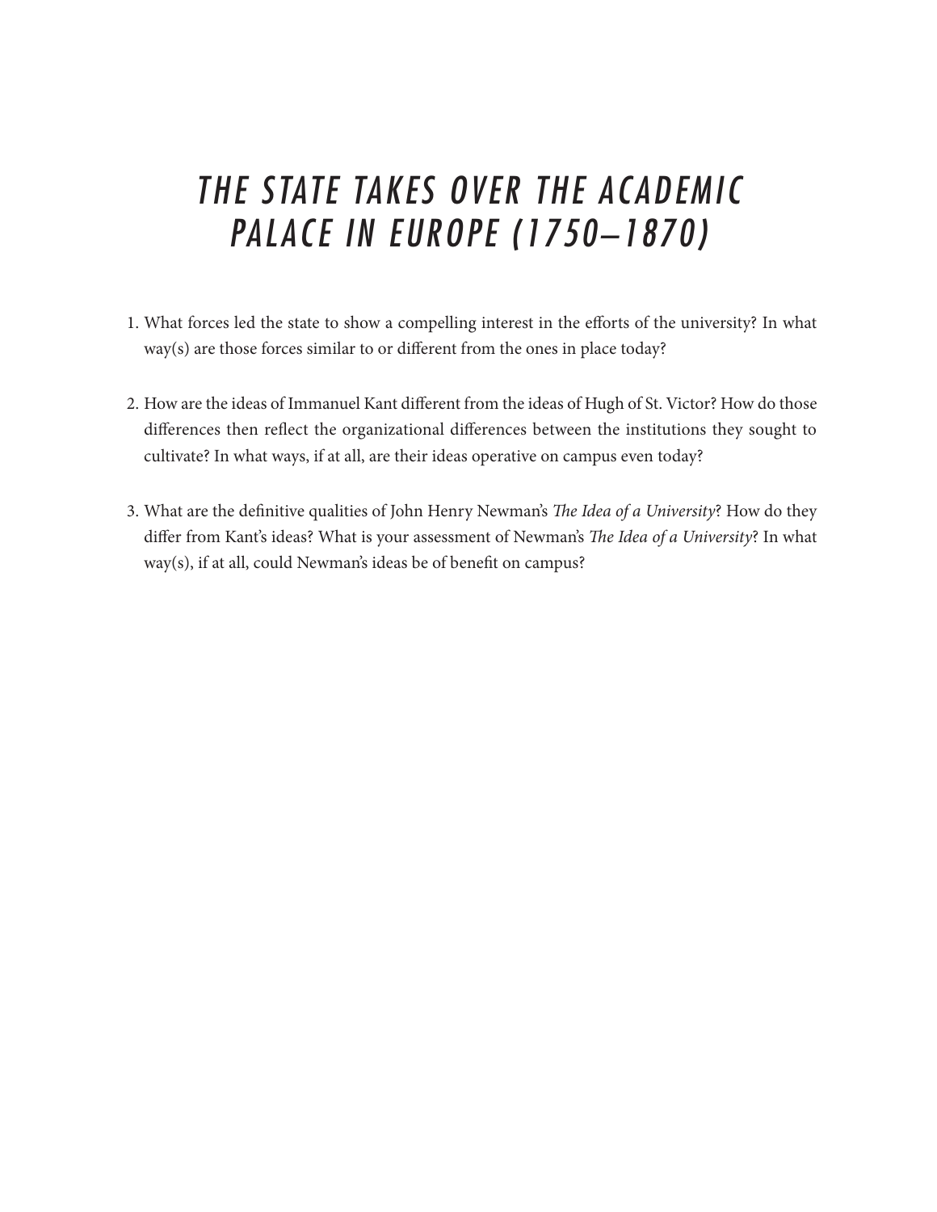# *THE STATE TAKES OVER THE ACADEMIC PALACE IN EUROPE (1750–1870)*

1. What forces led the state to show a compelling interest in the efforts of the university? In what way(s) are those forces similar to or different from the ones in place today?

2. How are the ideas of Immanuel Kant different from the ideas of Hugh of St. Victor? How do those differences then reflect the organizational differences between the institutions they sought to cultivate? In what ways, if at all, are their ideas operative on campus even today?

3. What are the definitive qualities of John Henry Newman's *The Idea of a University*? How do they differ from Kant's ideas? What is your assessment of Newman's *The Idea of a University*? In what way(s), if at all, could Newman's ideas be of benefit on campus?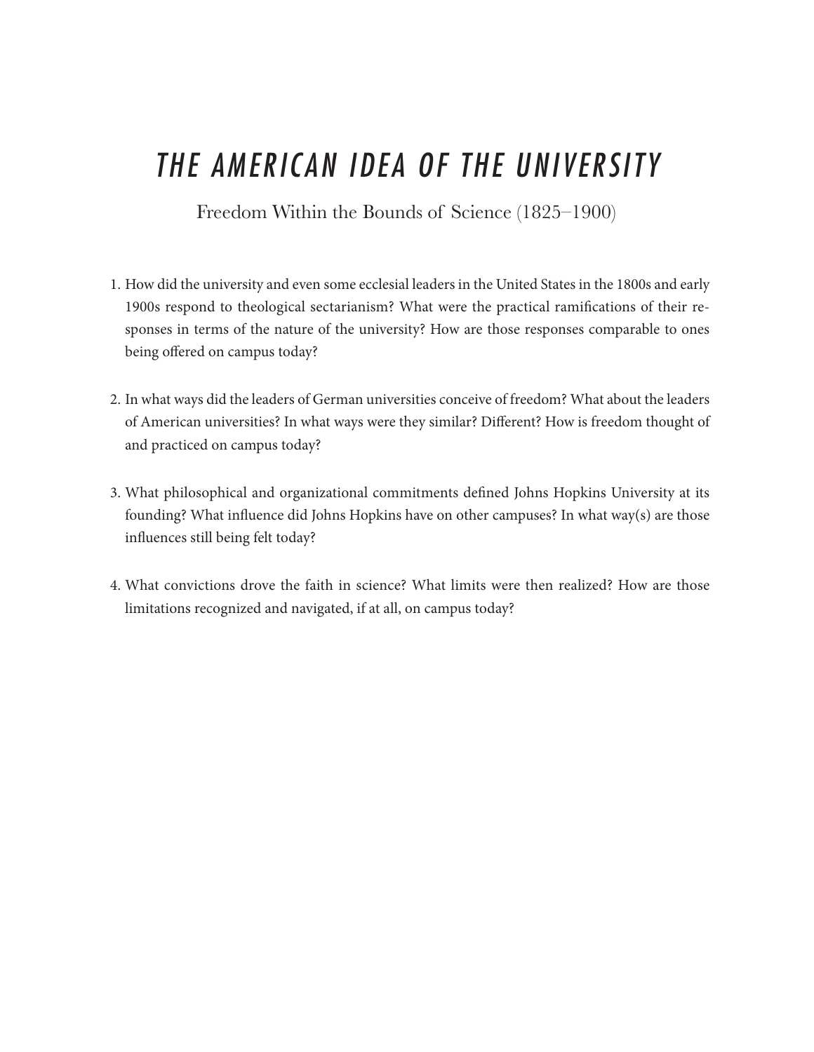# *THE AMERICAN IDEA OF THE UNIVERSITY*

Freedom Within the Bounds of Science (1825–1900)

1. How did the university and even some ecclesial leaders in the United States in the 1800s and early 1900s respond to theological sectarianism? What were the practical ramifications of their responses in terms of the nature of the university? How are those responses comparable to ones being offered on campus today?

2. In what ways did the leaders of German universities conceive of freedom? What about the leaders of American universities? In what ways were they similar? Different? How is freedom thought of and practiced on campus today?

3. What philosophical and organizational commitments defined Johns Hopkins University at its founding? What influence did Johns Hopkins have on other campuses? In what way(s) are those influences still being felt today?

4. What convictions drove the faith in science? What limits were then realized? How are those limitations recognized and navigated, if at all, on campus today?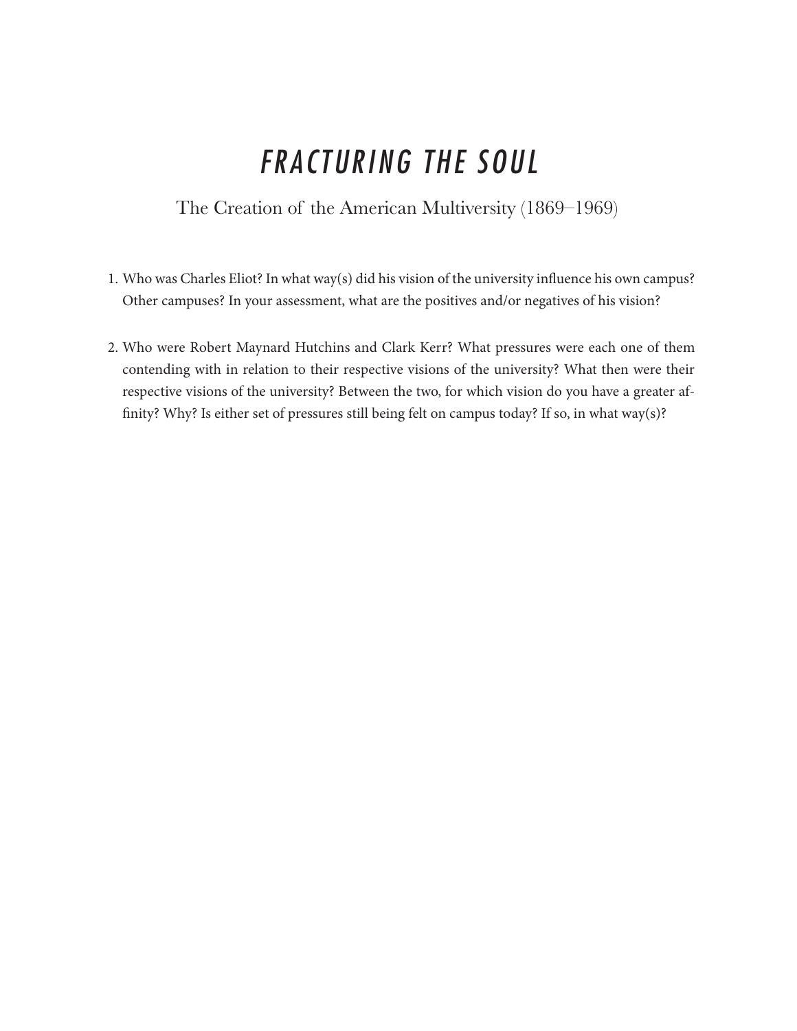# *FRACTURING THE SOUL*

The Creation of the American Multiversity (1869–1969)

1. Who was Charles Eliot? In what way(s) did his vision of the university influence his own campus? Other campuses? In your assessment, what are the positives and/or negatives of his vision?

2. Who were Robert Maynard Hutchins and Clark Kerr? What pressures were each one of them contending with in relation to their respective visions of the university? What then were their respective visions of the university? Between the two, for which vision do you have a greater affinity? Why? Is either set of pressures still being felt on campus today? If so, in what way(s)?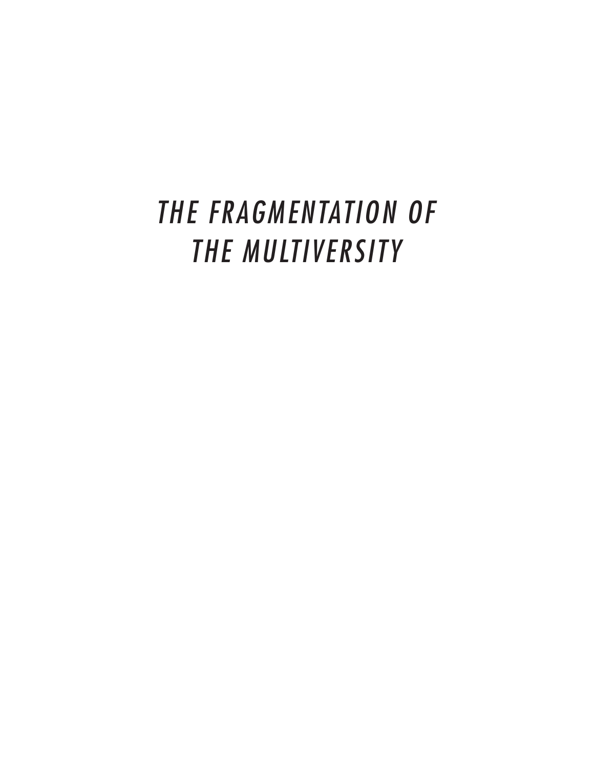# *THE FRAGMENTATION OF THE MULTIVERSITY*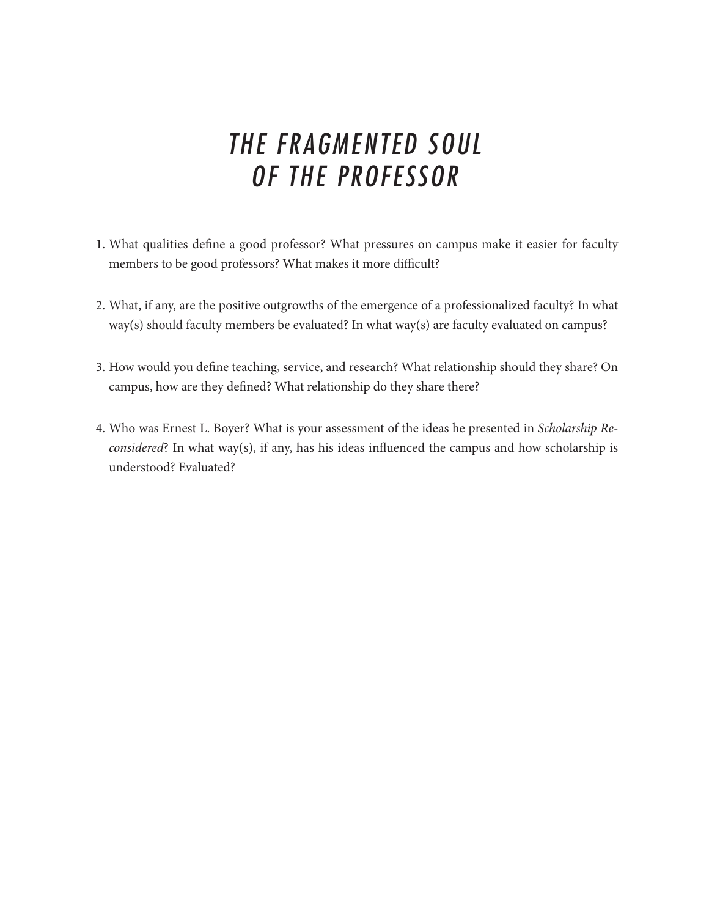# *THE FRAGMENTED SOUL OF THE PROFESSOR*

1. What qualities define a good professor? What pressures on campus make it easier for faculty members to be good professors? What makes it more difficult?

2. What, if any, are the positive outgrowths of the emergence of a professionalized faculty? In what way(s) should faculty members be evaluated? In what way(s) are faculty evaluated on campus?

3. How would you define teaching, service, and research? What relationship should they share? On campus, how are they defined? What relationship do they share there?

4. Who was Ernest L. Boyer? What is your assessment of the ideas he presented in *Scholarship Reconsidered*? In what way(s), if any, has his ideas influenced the campus and how scholarship is understood? Evaluated?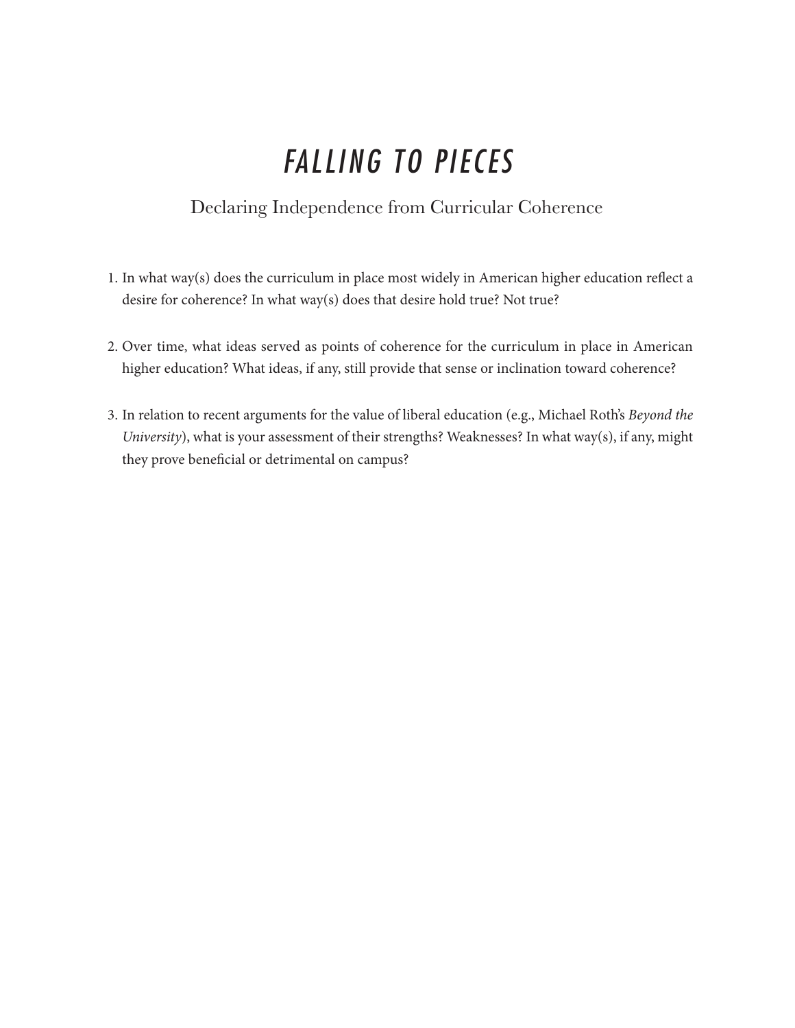# *FALLING TO PIECES*

## Declaring Independence from Curricular Coherence

1. In what way(s) does the curriculum in place most widely in American higher education reflect a desire for coherence? In what way(s) does that desire hold true? Not true?

2. Over time, what ideas served as points of coherence for the curriculum in place in American higher education? What ideas, if any, still provide that sense or inclination toward coherence?

3. In relation to recent arguments for the value of liberal education (e.g., Michael Roth's *Beyond the University*), what is your assessment of their strengths? Weaknesses? In what way(s), if any, might they prove beneficial or detrimental on campus?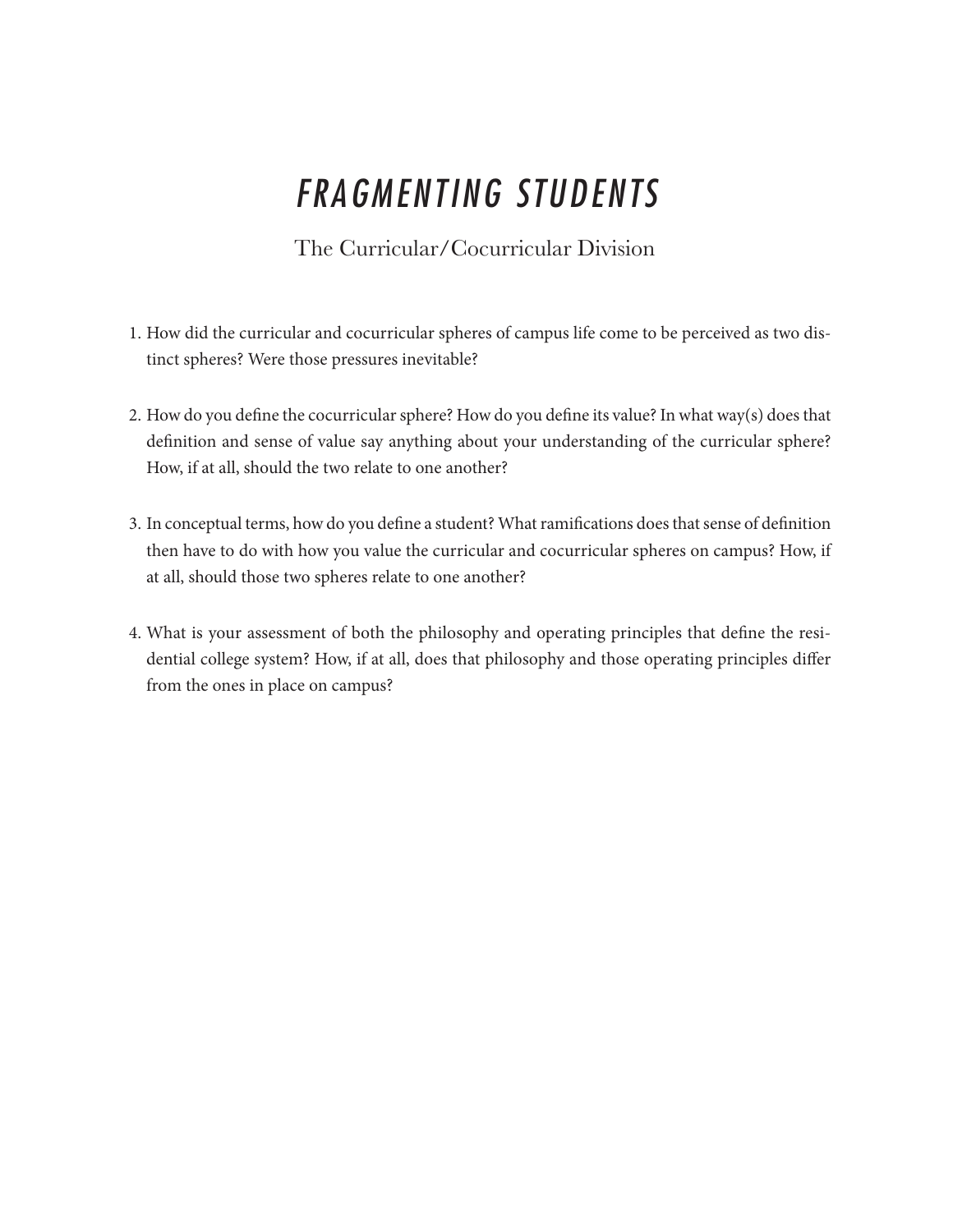# *FRAGMENTING STUDENTS*

## The Curricular/Cocurricular Division

1. How did the curricular and cocurricular spheres of campus life come to be perceived as two distinct spheres? Were those pressures inevitable?

2. How do you define the cocurricular sphere? How do you define its value? In what way(s) does that definition and sense of value say anything about your understanding of the curricular sphere? How, if at all, should the two relate to one another?

3. In conceptual terms, how do you define a student? What ramifications does that sense of definition then have to do with how you value the curricular and cocurricular spheres on campus? How, if at all, should those two spheres relate to one another?

4. What is your assessment of both the philosophy and operating principles that define the residential college system? How, if at all, does that philosophy and those operating principles differ from the ones in place on campus?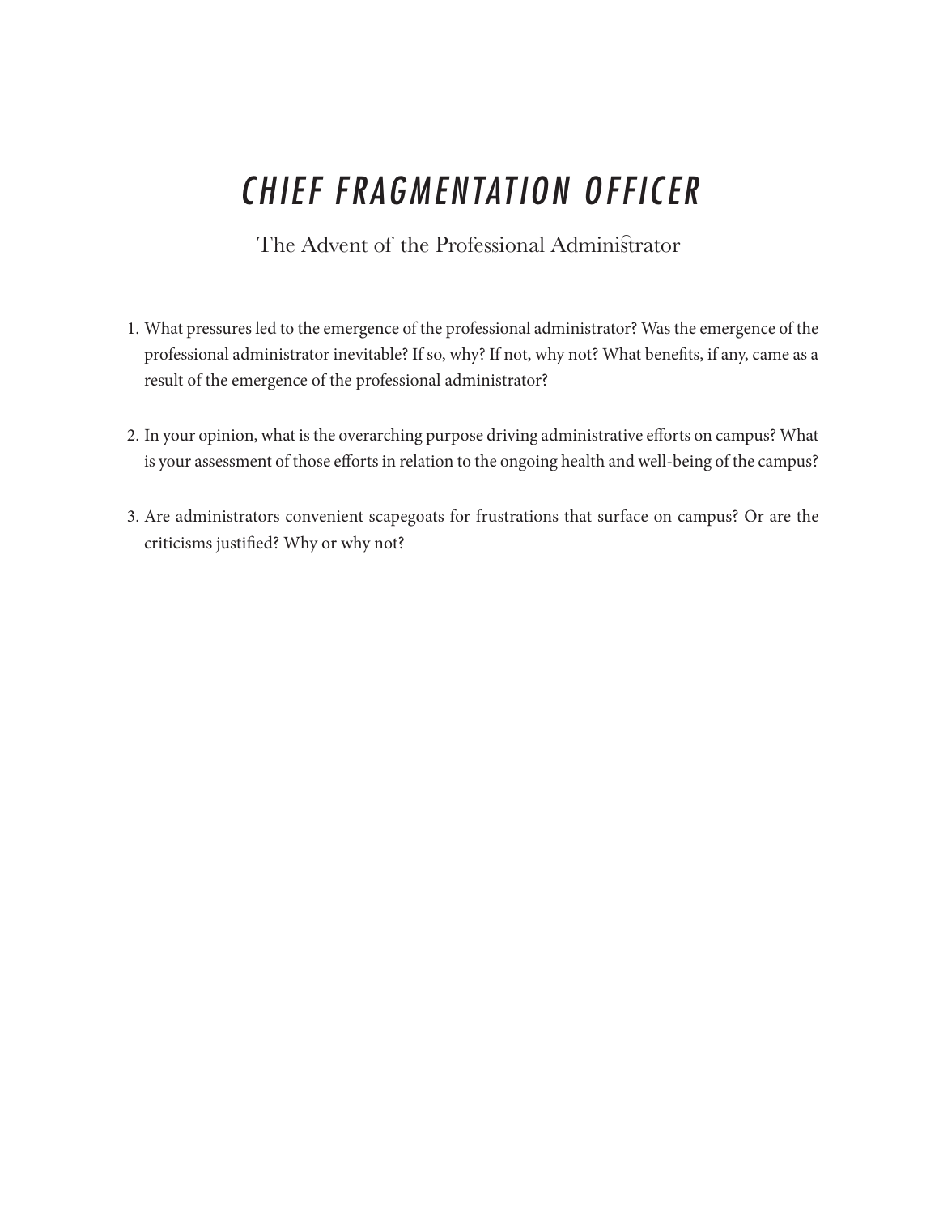# *CHIEF FRAGMENTATION OFFICER*

The Advent of the Professional Administrator

1. What pressures led to the emergence of the professional administrator? Was the emergence of the professional administrator inevitable? If so, why? If not, why not? What benefits, if any, came as a result of the emergence of the professional administrator?

2. In your opinion, what is the overarching purpose driving administrative efforts on campus? What is your assessment of those efforts in relation to the ongoing health and well-being of the campus?

3. Are administrators convenient scapegoats for frustrations that surface on campus? Or are the criticisms justified? Why or why not?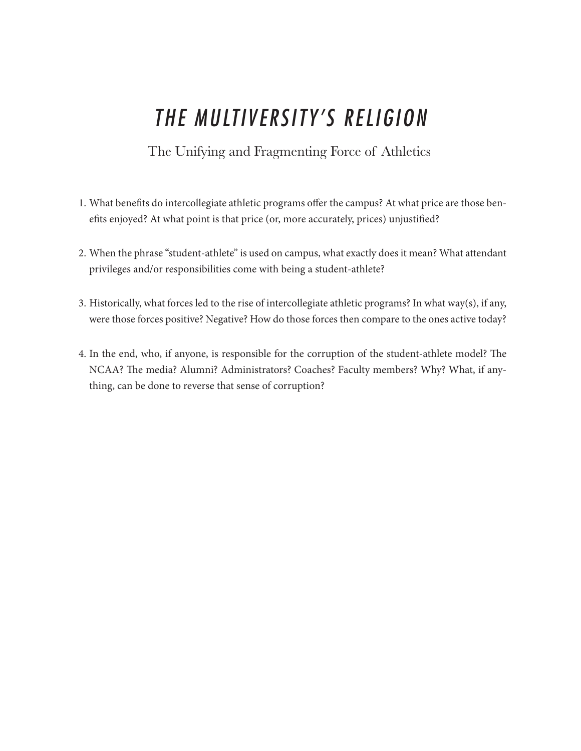# *THE MULTIVERSITY'S RELIGION*

## The Unifying and Fragmenting Force of Athletics

1. What benefits do intercollegiate athletic programs offer the campus? At what price are those benefits enjoyed? At what point is that price (or, more accurately, prices) unjustified?

2. When the phrase "student-athlete" is used on campus, what exactly does it mean? What attendant privileges and/or responsibilities come with being a student-athlete?

3. Historically, what forces led to the rise of intercollegiate athletic programs? In what way(s), if any, were those forces positive? Negative? How do those forces then compare to the ones active today?

4. In the end, who, if anyone, is responsible for the corruption of the student-athlete model? The NCAA? The media? Alumni? Administrators? Coaches? Faculty members? Why? What, if anything, can be done to reverse that sense of corruption?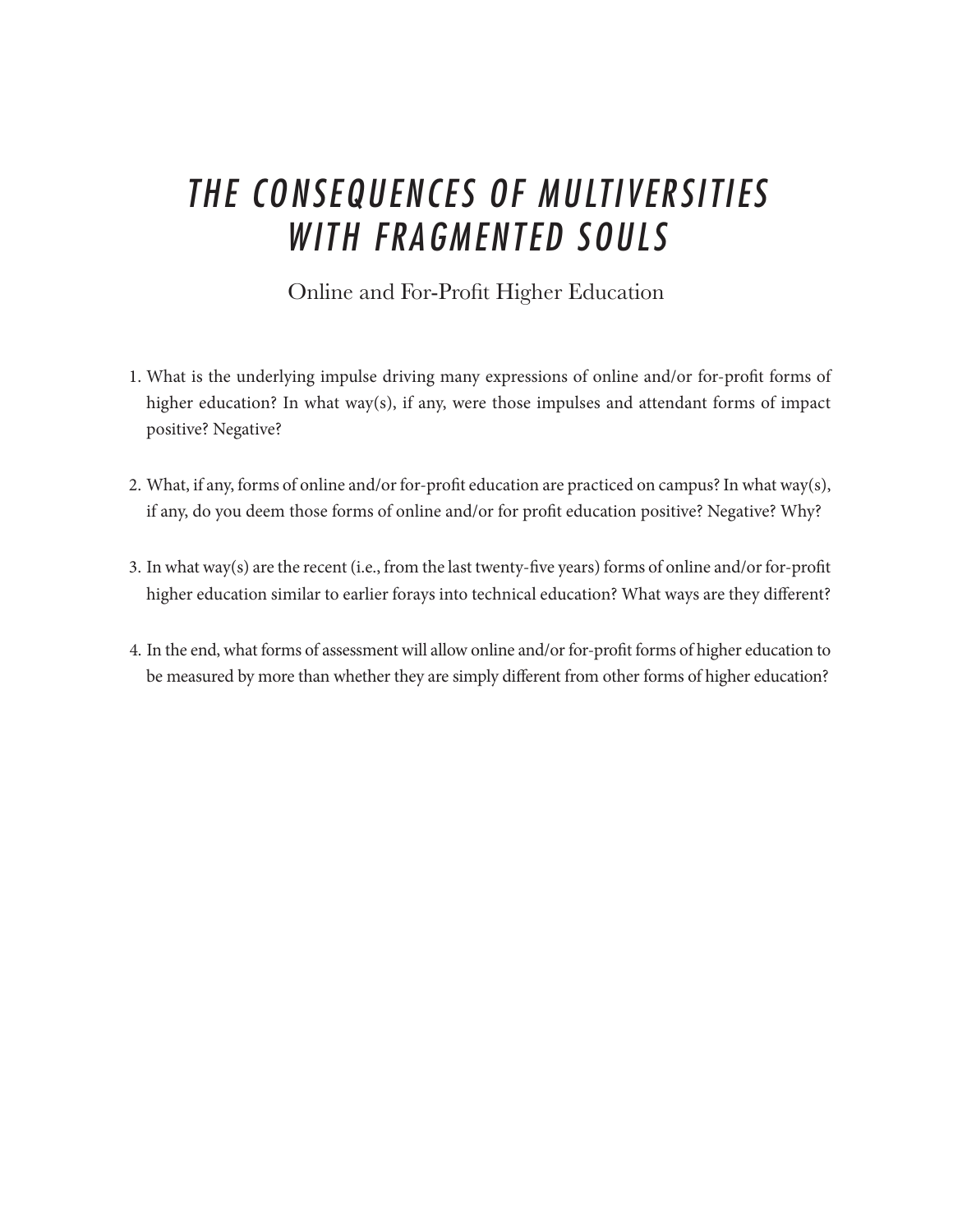# *THE CONSEQUENCES OF MULTIVERSITIES WITH FRAGMENTED SOULS*

Online and For-Profit Higher Education

1. What is the underlying impulse driving many expressions of online and/or for-profit forms of higher education? In what way(s), if any, were those impulses and attendant forms of impact positive? Negative?

2. What, if any, forms of online and/or for-profit education are practiced on campus? In what way(s), if any, do you deem those forms of online and/or for profit education positive? Negative? Why?

3. In what way(s) are the recent (i.e., from the last twenty-five years) forms of online and/or for-profit higher education similar to earlier forays into technical education? What ways are they different?

4. In the end, what forms of assessment will allow online and/or for-profit forms of higher education to be measured by more than whether they are simply different from other forms of higher education?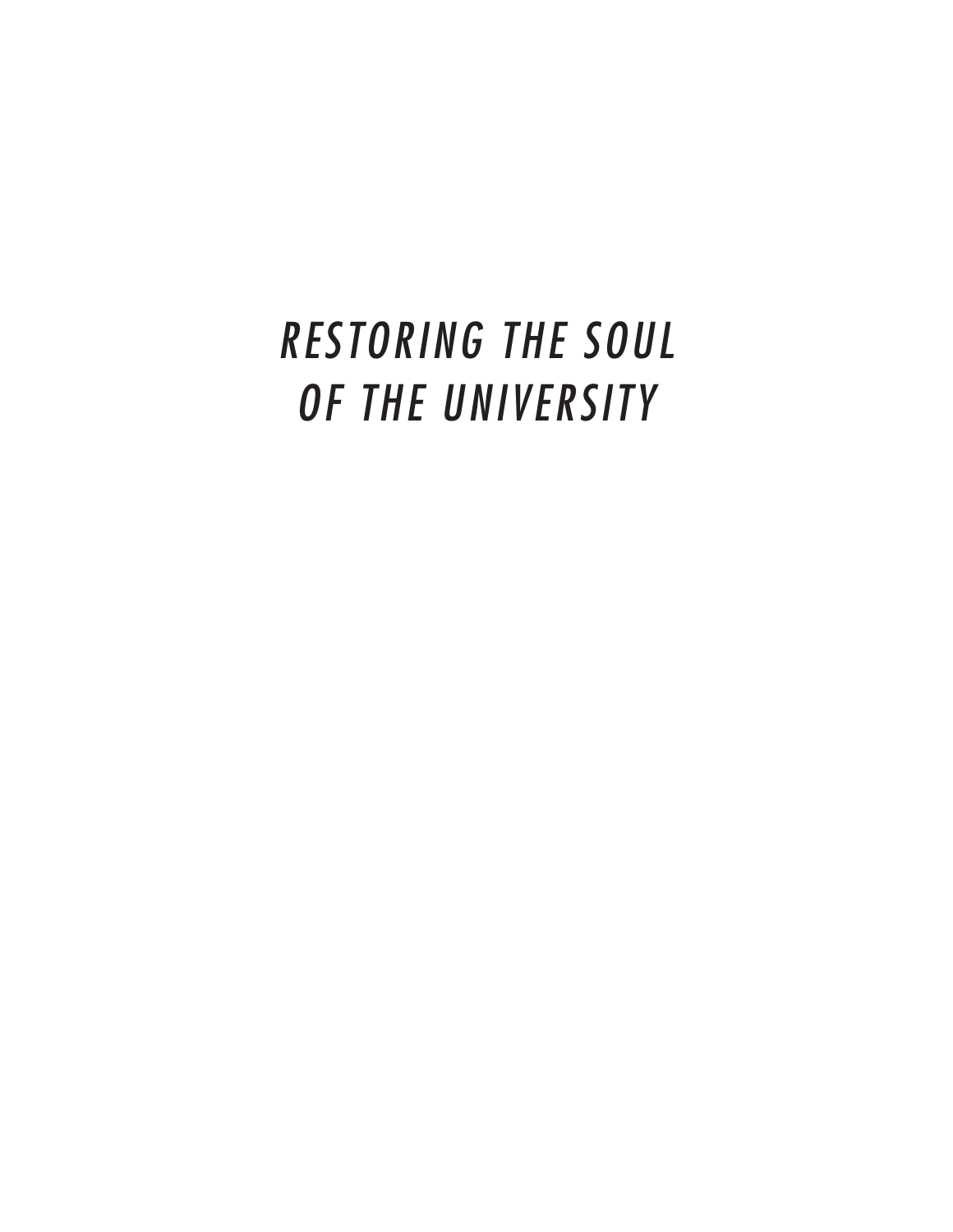# *RESTORING THE SOUL OF THE UNIVERSITY*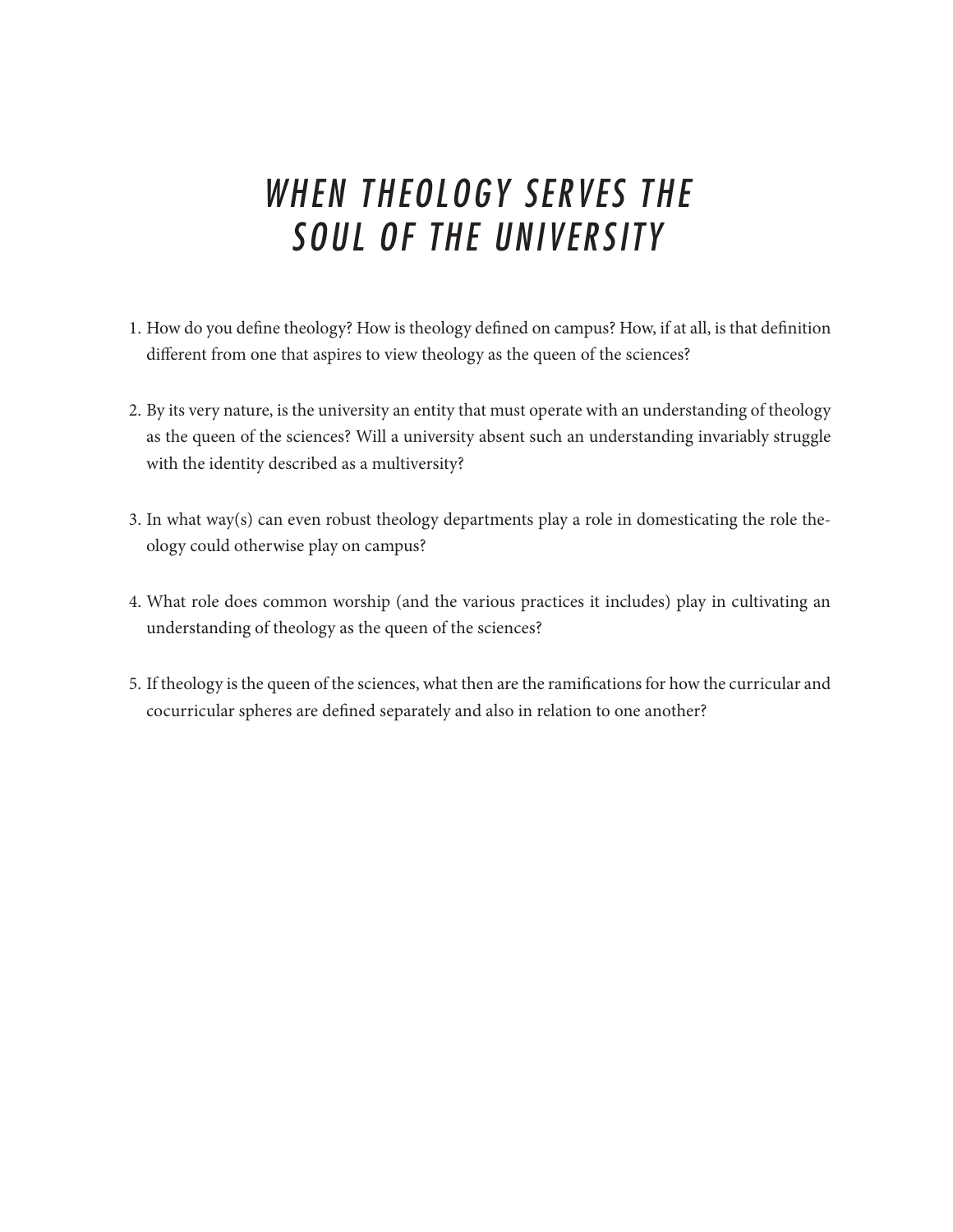# *WHEN THEOLOGY SERVES THE SOUL OF THE UNIVERSITY*

1. How do you define theology? How is theology defined on campus? How, if at all, is that definition different from one that aspires to view theology as the queen of the sciences?

2. By its very nature, is the university an entity that must operate with an understanding of theology as the queen of the sciences? Will a university absent such an understanding invariably struggle with the identity described as a multiversity?

3. In what way(s) can even robust theology departments play a role in domesticating the role theology could otherwise play on campus?

4. What role does common worship (and the various practices it includes) play in cultivating an understanding of theology as the queen of the sciences?

5. If theology is the queen of the sciences, what then are the ramifications for how the curricular and cocurricular spheres are defined separately and also in relation to one another?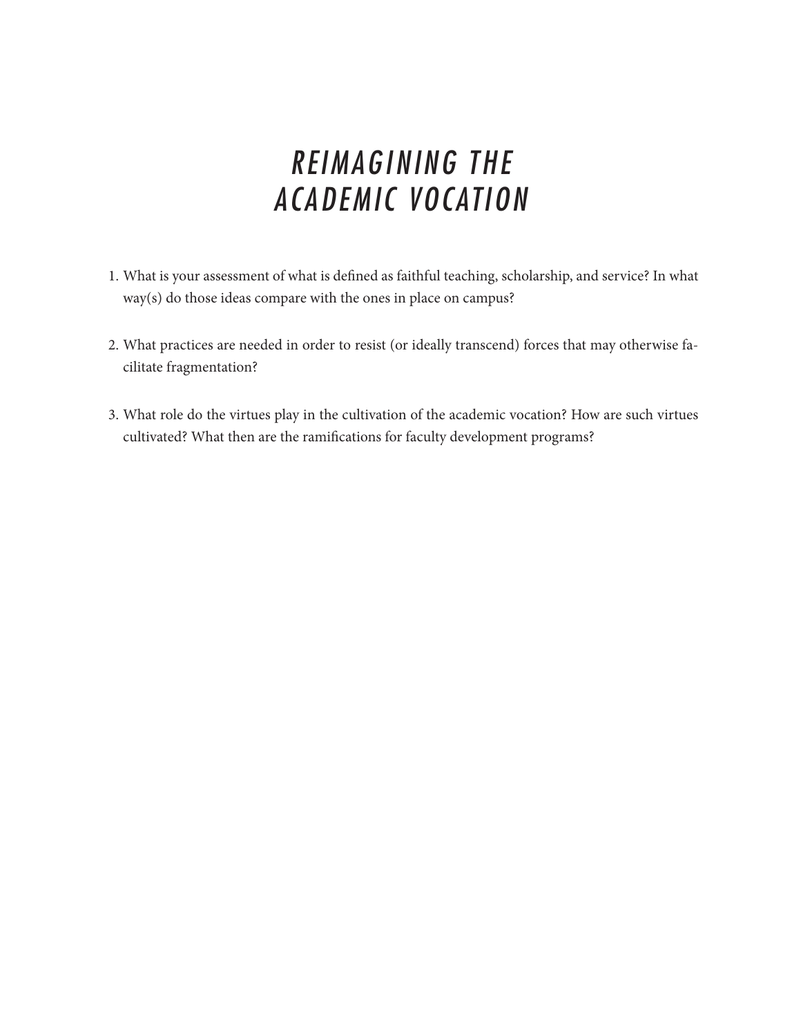# *REIMAGINING THE ACADEMIC VOCATION*

1. What is your assessment of what is defined as faithful teaching, scholarship, and service? In what way(s) do those ideas compare with the ones in place on campus?

2. What practices are needed in order to resist (or ideally transcend) forces that may otherwise facilitate fragmentation?

3. What role do the virtues play in the cultivation of the academic vocation? How are such virtues cultivated? What then are the ramifications for faculty development programs?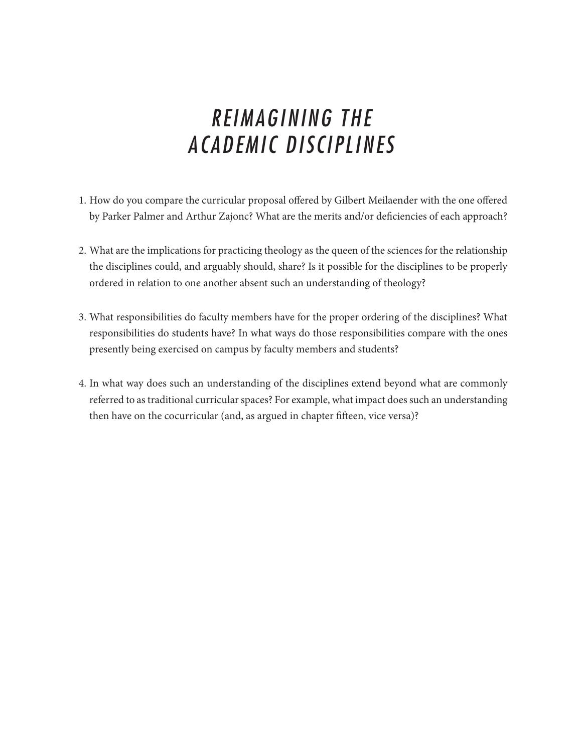# *REIMAGINING THE ACADEMIC DISCIPLINES*

1. How do you compare the curricular proposal offered by Gilbert Meilaender with the one offered by Parker Palmer and Arthur Zajonc? What are the merits and/or deficiencies of each approach?

2. What are the implications for practicing theology as the queen of the sciences for the relationship the disciplines could, and arguably should, share? Is it possible for the disciplines to be properly ordered in relation to one another absent such an understanding of theology?

3. What responsibilities do faculty members have for the proper ordering of the disciplines? What responsibilities do students have? In what ways do those responsibilities compare with the ones presently being exercised on campus by faculty members and students?

4. In what way does such an understanding of the disciplines extend beyond what are commonly referred to as traditional curricular spaces? For example, what impact does such an understanding then have on the cocurricular (and, as argued in chapter fifteen, vice versa)?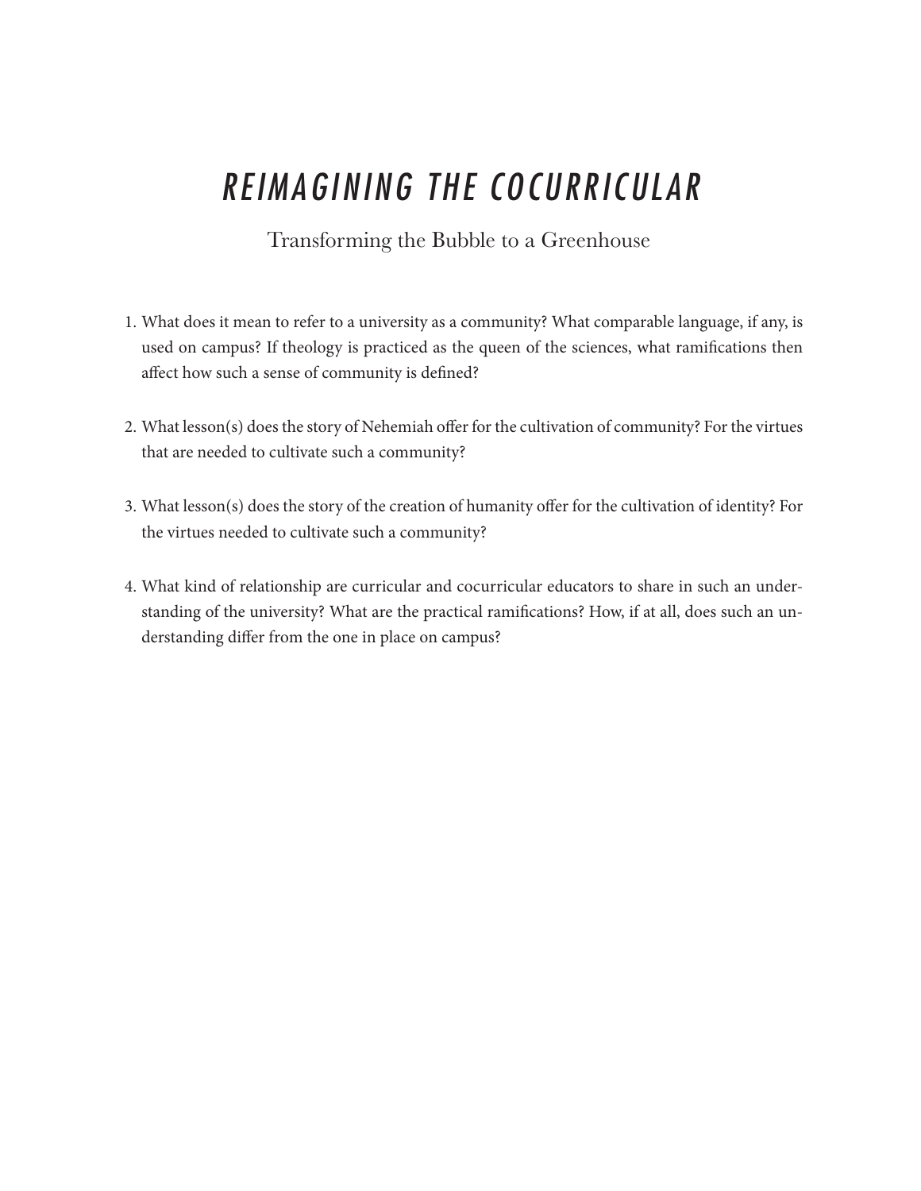# *REIMAGINING THE COCURRICULAR*

Transforming the Bubble to a Greenhouse

1. What does it mean to refer to a university as a community? What comparable language, if any, is used on campus? If theology is practiced as the queen of the sciences, what ramifications then affect how such a sense of community is defined?

2. What lesson(s) does the story of Nehemiah offer for the cultivation of community? For the virtues that are needed to cultivate such a community?

3. What lesson(s) does the story of the creation of humanity offer for the cultivation of identity? For the virtues needed to cultivate such a community?

4. What kind of relationship are curricular and cocurricular educators to share in such an understanding of the university? What are the practical ramifications? How, if at all, does such an understanding differ from the one in place on campus?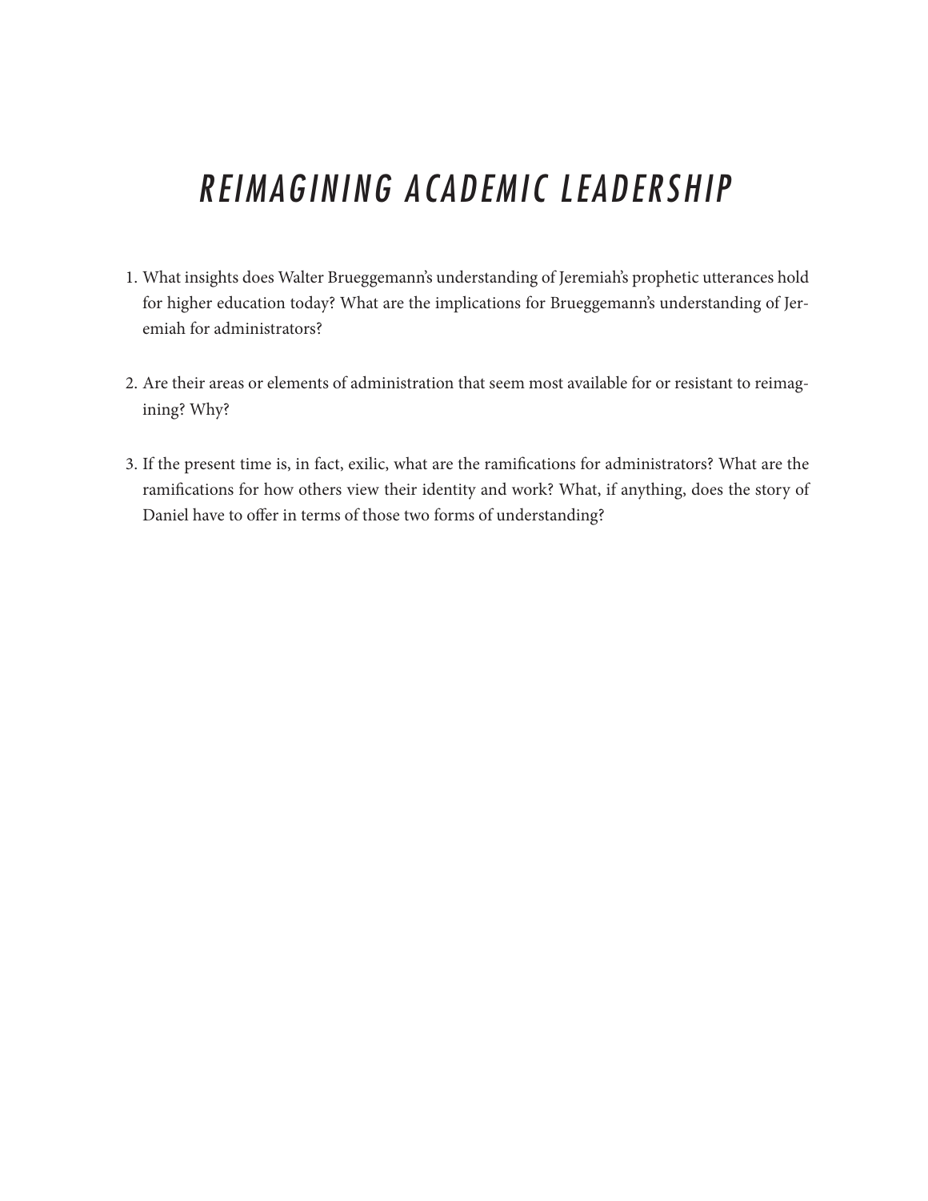# *REIMAGINING ACADEMIC LEADERSHIP*

1. What insights does Walter Brueggemann's understanding of Jeremiah's prophetic utterances hold for higher education today? What are the implications for Brueggemann's understanding of Jeremiah for administrators?

2. Are their areas or elements of administration that seem most available for or resistant to reimagining? Why?

3. If the present time is, in fact, exilic, what are the ramifications for administrators? What are the ramifications for how others view their identity and work? What, if anything, does the story of Daniel have to offer in terms of those two forms of understanding?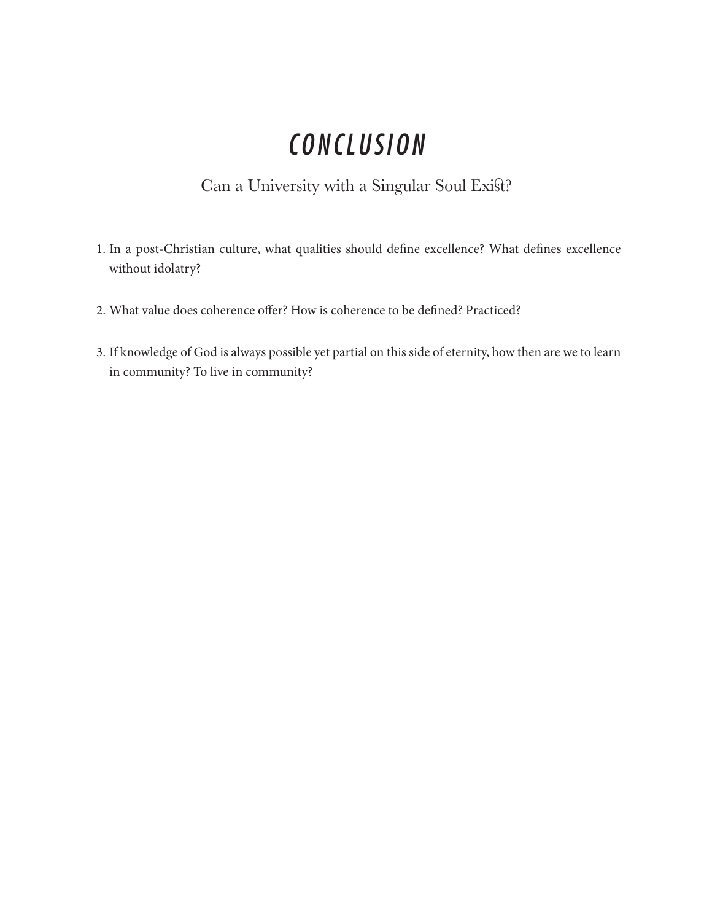# *CONCLUSION*

## Can a University with a Singular Soul Exist?

1. In a post-Christian culture, what qualities should define excellence? What defines excellence without idolatry?

2. What value does coherence offer? How is coherence to be defined? Practiced?

3. If knowledge of God is always possible yet partial on this side of eternity, how then are we to learn in community? To live in community?